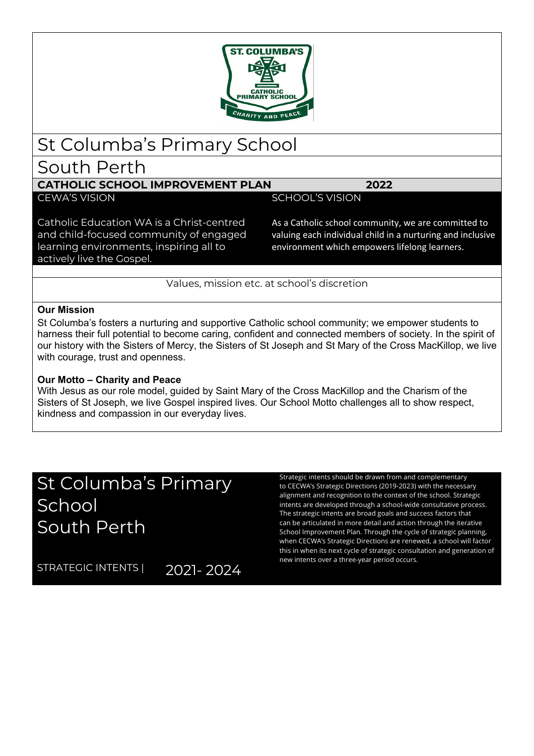# St Columba's Primary School

# South Perth

## CATHOLIC SCHOOL IMPROVEMENT PLAN 2022

| CEWA'S VISION | SCHOOL'S VISION |
| --- | --- |
| Catholic Education WA is a Christ-centred and child-focused community of engaged learning environments, inspiring all to actively live the Gospel. | As a Catholic school community, we are committed to valuing each individual child in a nurturing and inclusive environment which empowers lifelong learners. |

Values, mission etc. at school's discretion

**Our Mission**

St Columba's fosters a nurturing and supportive Catholic school community; we empower students to harness their full potential to become caring, confident and connected members of society. In the spirit of our history with the Sisters of Mercy, the Sisters of St Joseph and St Mary of the Cross MacKillop, we live with courage, trust and openness.

**Our Motto – Charity and Peace**

With Jesus as our role model, guided by Saint Mary of the Cross MacKillop and the Charism of the Sisters of St Joseph, we live Gospel inspired lives. Our School Motto challenges all to show respect, kindness and compassion in our everyday lives.

# St Columba's Primary School South Perth

STRATEGIC INTENTS | 2021- 2024

Strategic intents should be drawn from and complementary to CECWA's Strategic Directions (2019-2023) with the necessary alignment and recognition to the context of the school. Strategic intents are developed through a school-wide consultative process. The strategic intents are broad goals and success factors that can be articulated in more detail and action through the iterative School Improvement Plan. Through the cycle of strategic planning, when CECWA's Strategic Directions are renewed, a school will factor this in when its next cycle of strategic consultation and generation of new intents over a three-year period occurs.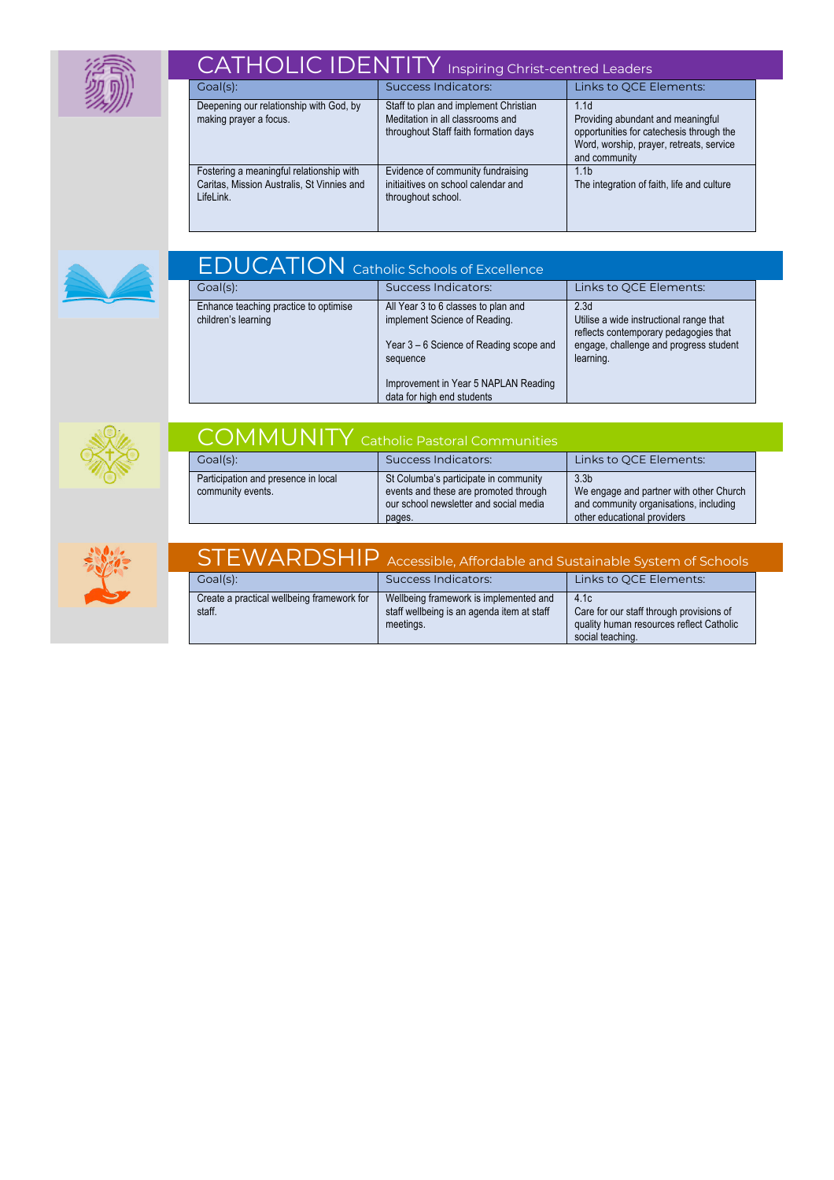## CATHOLIC IDENTITY Inspiring Christ-centred Leaders

| Goal(s): | Success Indicators: | Links to QCE Elements: |
| --- | --- | --- |
| Deepening our relationship with God, by making prayer a focus. | Staff to plan and implement Christian Meditation in all classrooms and throughout Staff faith formation days | 1.1d Providing abundant and meaningful opportunities for catechesis through the Word, worship, prayer, retreats, service and community |
| Fostering a meaningful relationship with Caritas, Mission Australia, St Vinnies and LifeLink. | Evidence of community fundraising initiaitives on school calendar and throughout school. | 1.1b The integration of faith, life and culture |

## EDUCATION Catholic Schools of Excellence

| Goal(s): | Success Indicators: | Links to QCE Elements: |
| --- | --- | --- |
| Enhance teaching practice to optimise children's learning | All Year 3 to 6 classes to plan and implement Science of Reading.<br><br>Year 3 – 6 Science of Reading scope and sequence<br><br>Improvement in Year 5 NAPLAN Reading data for high end students | 2.3d Utilise a wide instructional range that reflects contemporary pedagogies that engage, challenge and progress student learning. |

## COMMUNITY Catholic Pastoral Communities

| Goal(s): | Success Indicators: | Links to QCE Elements: |
| --- | --- | --- |
| Participation and presence in local community events. | St Columba's participate in community events and these are promoted through our school newsletter and social media pages. | 3.3b We engage and partner with other Church and community organisations, including other educational providers |

## STEWARDSHIP Accessible, Affordable and Sustainable System of Schools

| Goal(s): | Success Indicators: | Links to QCE Elements: |
| --- | --- | --- |
| Create a practical wellbeing framework for staff. | Wellbeing framework is implemented and staff wellbeing is an agenda item at staff meetings. | 4.1c Care for our staff through provisions of quality human resources reflect Catholic social teaching. |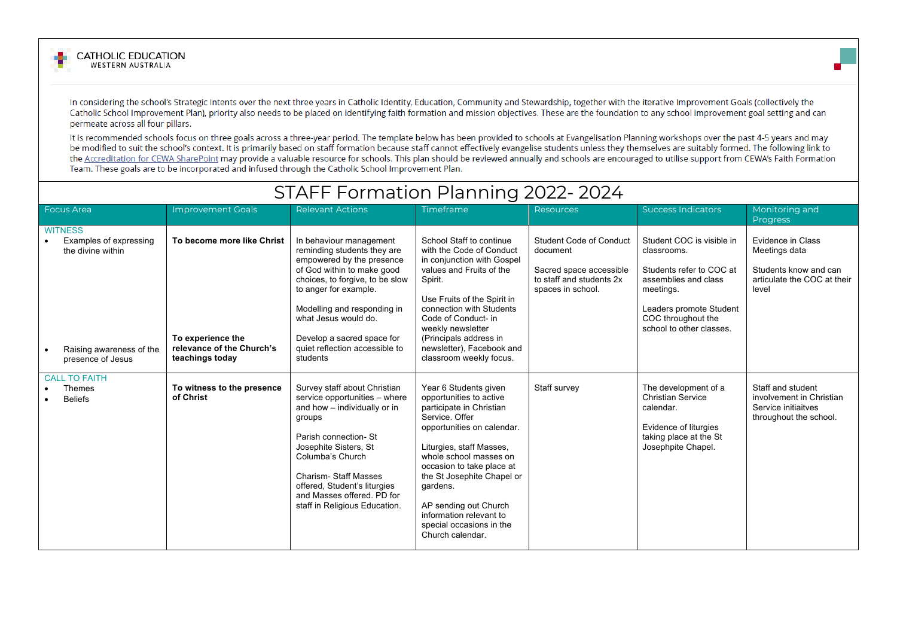CATHOLIC EDUCATION
WESTERN AUSTRALIA

In considering the school's Strategic Intents over the next three years in Catholic Identity, Education, Community and Stewardship, together with the iterative Improvement Goals (collectively the Catholic School Improvement Plan), priority also needs to be placed on identifying faith formation and mission objectives. These are the foundation to any school improvement goal setting and can permeate across all four pillars.

It is recommended schools focus on three goals across a three-year period. The template below has been provided to schools at Evangelisation Planning workshops over the past 4-5 years and may be modified to suit the school's context. It is primarily based on staff formation because staff cannot effectively evangelise students unless they themselves are suitably formed. The following link to the Accreditation for CEWA SharePoint may provide a valuable resource for schools. This plan should be reviewed annually and schools are encouraged to utilise support from CEWA's Faith Formation Team. These goals are to be incorporated and infused through the Catholic School Improvement Plan.

# STAFF Formation Planning 2022- 2024

| Focus Area | Improvement Goals | Relevant Actions | Timeframe | Resources | Success Indicators | Monitoring and Progress |
|---|---|---|---|---|---|---|
| WITNESS<br>• Examples of expressing the divine within<br><br>• Raising awareness of the presence of Jesus | **To become more like Christ**<br><br>**To experience the relevance of the Church's teachings today** | In behaviour management reminding students they are empowered by the presence of God within to make good choices, to forgive, to be slow to anger for example.<br><br>Modelling and responding in what Jesus would do.<br><br>Develop a sacred space for quiet reflection accessible to students | School Staff to continue with the Code of Conduct in conjunction with Gospel values and Fruits of the Spirit.<br><br>Use Fruits of the Spirit in connection with Students Code of Conduct- in weekly newsletter (Principals address in newsletter), Facebook and classroom weekly focus. | Student Code of Conduct document<br><br>Sacred space accessible to staff and students 2x spaces in school. | Student COC is visible in classrooms.<br><br>Students refer to COC at assemblies and class meetings.<br><br>Leaders promote Student COC throughout the school to other classes. | Evidence in Class Meetings data<br><br>Students know and can articulate the COC at their level |
| CALL TO FAITH<br>• Themes<br>• Beliefs | **To witness to the presence of Christ** | Survey staff about Christian service opportunities – where and how – individually or in groups<br><br>Parish connection- St Josephite Sisters, St Columba's Church<br><br>Charism- Staff Masses offered, Student's liturgies and Masses offered. PD for staff in Religious Education. | Year 6 Students given opportunities to active participate in Christian Service. Offer opportunities on calendar.<br><br>Liturgies, staff Masses, whole school masses on occasion to take place at the St Josephite Chapel or gardens.<br><br>AP sending out Church information relevant to special occasions in the Church calendar. | Staff survey | The development of a Christian Service calendar.<br><br>Evidence of liturgies taking place at the St Josephpite Chapel. | Staff and student involvement in Christian Service initiaitves throughout the school. |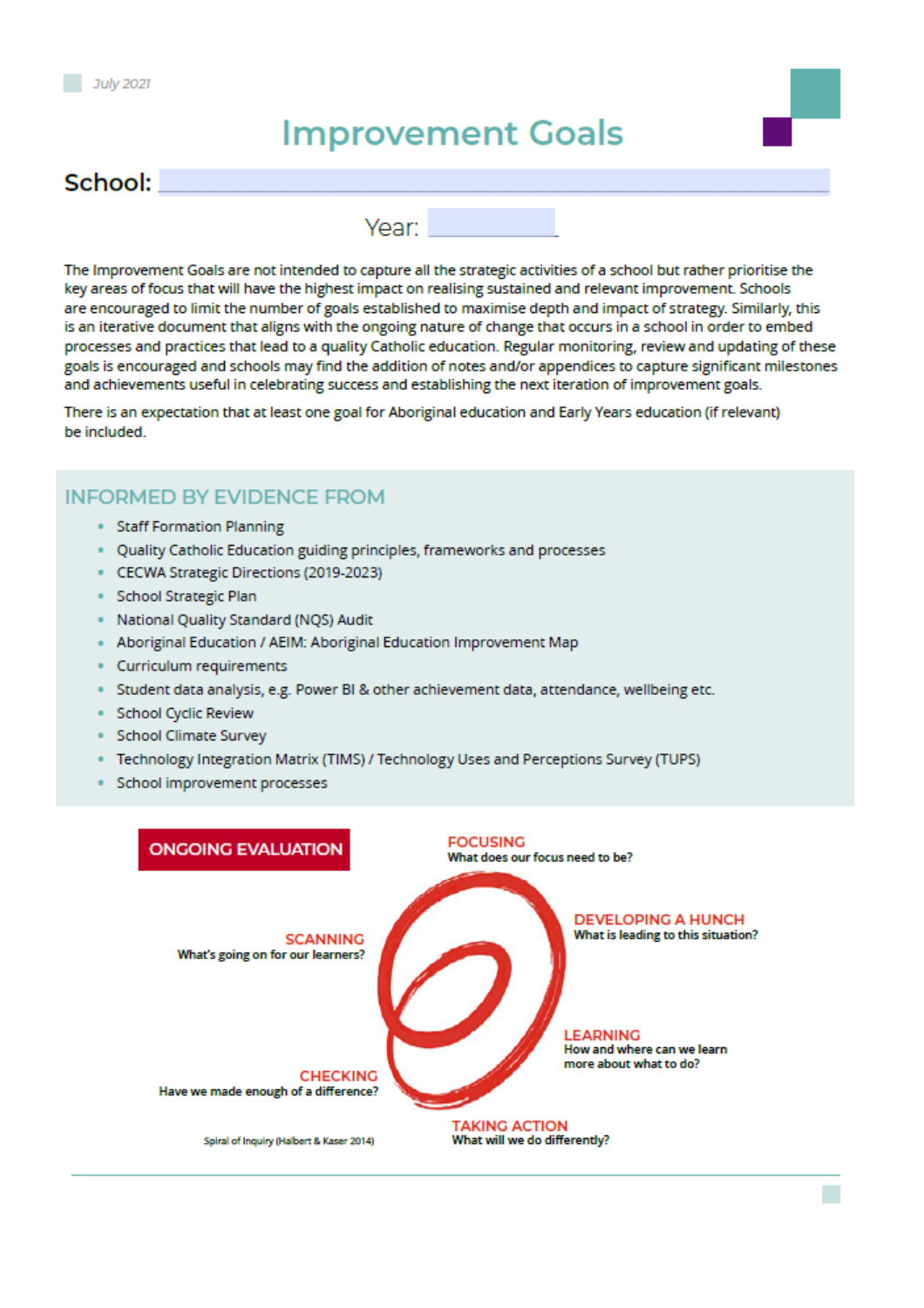July 2021

# Improvement Goals

**School:** 

Year: 

The Improvement Goals are not intended to capture all the strategic activities of a school but rather prioritise the key areas of focus that will have the highest impact on realising sustained and relevant improvement. Schools are encouraged to limit the number of goals established to maximise depth and impact of strategy. Similarly, this is an iterative document that aligns with the ongoing nature of change that occurs in a school in order to embed processes and practices that lead to a quality Catholic education. Regular monitoring, review and updating of these goals is encouraged and schools may find the addition of notes and/or appendices to capture significant milestones and achievements useful in celebrating success and establishing the next iteration of improvement goals.

There is an expectation that at least one goal for Aboriginal education and Early Years education (if relevant) be included.

## INFORMED BY EVIDENCE FROM

- Staff Formation Planning
- Quality Catholic Education guiding principles, frameworks and processes
- CECWA Strategic Directions (2019-2023)
- School Strategic Plan
- National Quality Standard (NQS) Audit
- Aboriginal Education / AEIM: Aboriginal Education Improvement Map
- Curriculum requirements
- Student data analysis, e.g. Power BI & other achievement data, attendance, wellbeing etc.
- School Cyclic Review
- School Climate Survey
- Technology Integration Matrix (TIMS) / Technology Uses and Perceptions Survey (TUPS)
- School improvement processes

**ONGOING EVALUATION**

**SCANNING**
What's going on for our learners?

**FOCUSING**
What does our focus need to be?

**DEVELOPING A HUNCH**
What is leading to this situation?

**LEARNING**
How and where can we learn more about what to do?

**TAKING ACTION**
What will we do differently?

**CHECKING**
Have we made enough of a difference?

Spiral of Inquiry (Halbert & Kaser 2014)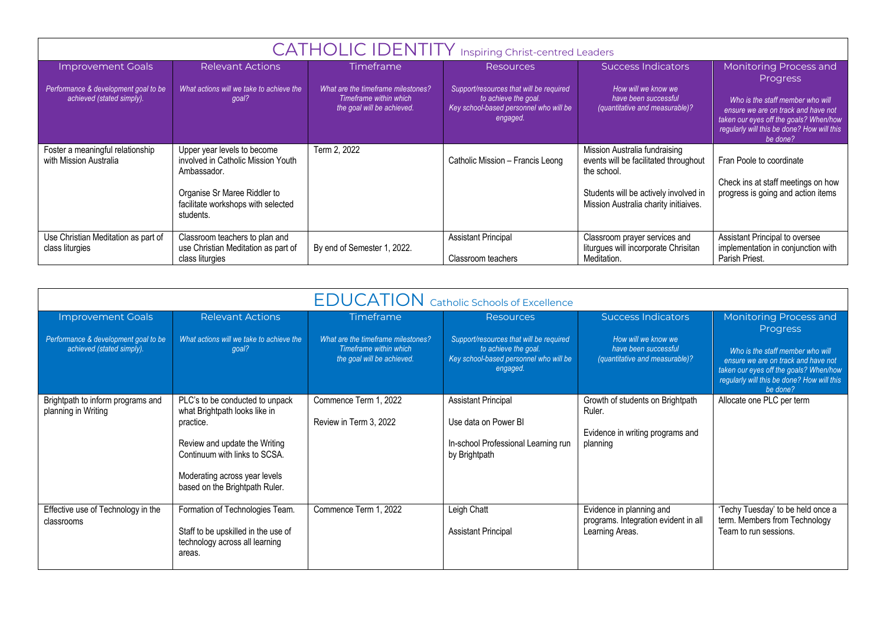## CATHOLIC IDENTITY Inspiring Christ-centred Leaders

| Improvement Goals<br>*Performance & development goal to be achieved (stated simply).* | Relevant Actions<br>*What actions will we take to achieve the goal?* | Timeframe<br>*What are the timeframe milestones? Timeframe within which the goal will be achieved.* | Resources<br>*Support/resources that will be required to achieve the goal. Key school-based personnel who will be engaged.* | Success Indicators<br>*How will we know we have been successful (quantitative and measurable)?* | Monitoring Process and Progress<br>*Who is the staff member who will ensure we are on track and have not taken our eyes off the goals? When/how regularly will this be done? How will this be done?* |
|---|---|---|---|---|---|
| Foster a meaningful relationship with Mission Australia | Upper year levels to become involved in Catholic Mission Youth Ambassador.<br><br>Organise Sr Maree Riddler to facilitate workshops with selected students. | Term 2, 2022 | Catholic Mission – Francis Leong | Mission Australia fundraising events will be facilitated throughout the school.<br><br>Students will be actively involved in Mission Australia charity initiaives. | Fran Poole to coordinate<br><br>Check ins at staff meetings on how progress is going and action items |
| Use Christian Meditation as part of class liturgies | Classroom teachers to plan and use Christian Meditation as part of class liturgies | By end of Semester 1, 2022. | Assistant Principal<br><br>Classroom teachers | Classroom prayer services and liturgues will incorporate Chrisitan Meditation. | Assistant Principal to oversee implementation in conjunction with Parish Priest. |

## EDUCATION Catholic Schools of Excellence

| Improvement Goals<br>*Performance & development goal to be achieved (stated simply).* | Relevant Actions<br>*What actions will we take to achieve the goal?* | Timeframe<br>*What are the timeframe milestones? Timeframe within which the goal will be achieved.* | Resources<br>*Support/resources that will be required to achieve the goal. Key school-based personnel who will be engaged.* | Success Indicators<br>*How will we know we have been successful (quantitative and measurable)?* | Monitoring Process and Progress<br>*Who is the staff member who will ensure we are on track and have not taken our eyes off the goals? When/how regularly will this be done? How will this be done?* |
|---|---|---|---|---|---|
| Brightpath to inform programs and planning in Writing | PLC's to be conducted to unpack what Brightpath looks like in practice.<br><br>Review and update the Writing Continuum with links to SCSA.<br><br>Moderating across year levels based on the Brightpath Ruler. | Commence Term 1, 2022<br><br>Review in Term 3, 2022 | Assistant Principal<br><br>Use data on Power BI<br><br>In-school Professional Learning run by Brightpath | Growth of students on Brightpath Ruler.<br><br>Evidence in writing programs and planning | Allocate one PLC per term |
| Effective use of Technology in the classrooms | Formation of Technologies Team.<br><br>Staff to be upskilled in the use of technology across all learning areas. | Commence Term 1, 2022 | Leigh Chatt<br><br>Assistant Principal | Evidence in planning and programs. Integration evident in all Learning Areas. | 'Techy Tuesday' to be held once a term. Members from Technology Team to run sessions. |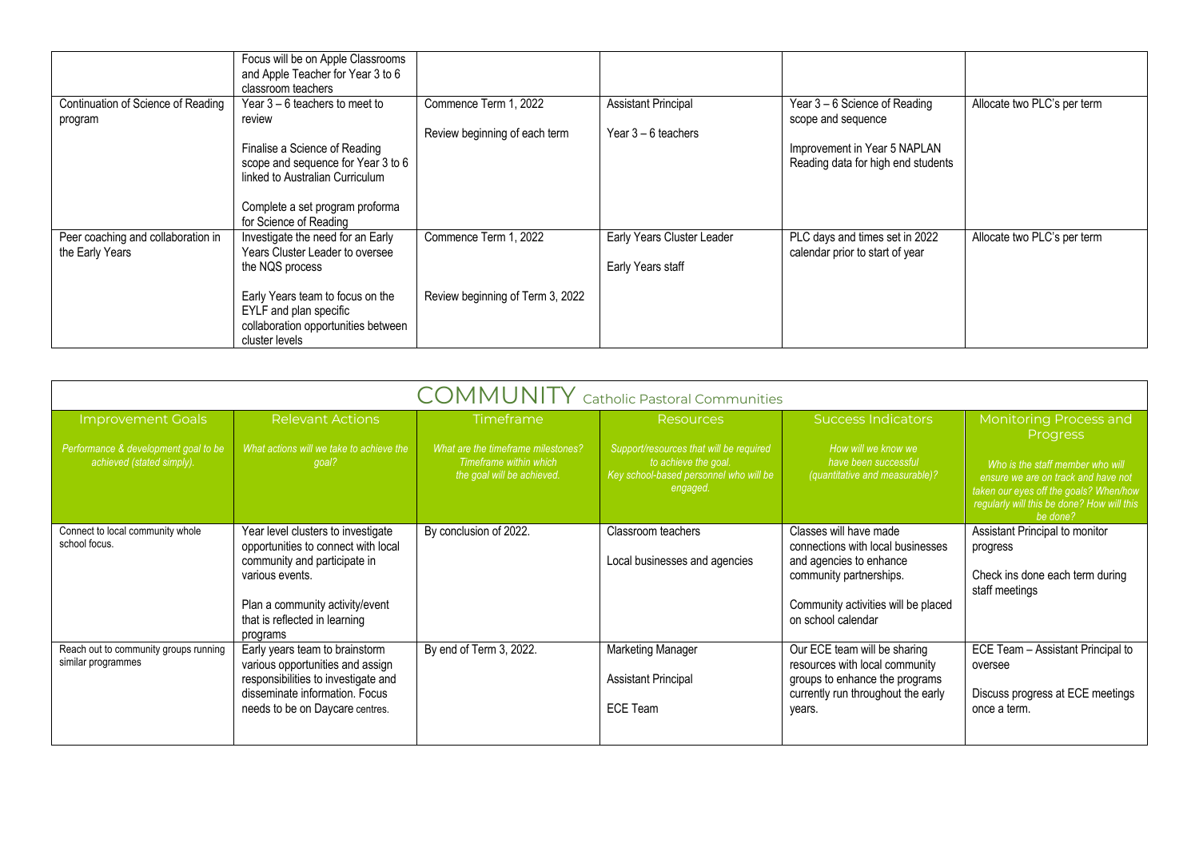|  |  |  |  |  |  |
|---|---|---|---|---|---|
|  | Focus will be on Apple Classrooms and Apple Teacher for Year 3 to 6 classroom teachers |  |  |  |  |
| Continuation of Science of Reading program | Year 3 – 6 teachers to meet to review<br><br>Finalise a Science of Reading scope and sequence for Year 3 to 6 linked to Australian Curriculum<br><br>Complete a set program proforma for Science of Reading | Commence Term 1, 2022<br><br>Review beginning of each term | Assistant Principal<br><br>Year 3 – 6 teachers | Year 3 – 6 Science of Reading scope and sequence<br><br>Improvement in Year 5 NAPLAN Reading data for high end students | Allocate two PLC's per term |
| Peer coaching and collaboration in the Early Years | Investigate the need for an Early Years Cluster Leader to oversee the NQS process<br><br>Early Years team to focus on the EYLF and plan specific collaboration opportunities between cluster levels | Commence Term 1, 2022<br><br>Review beginning of Term 3, 2022 | Early Years Cluster Leader<br><br>Early Years staff | PLC days and times set in 2022 calendar prior to start of year | Allocate two PLC's per term |

## COMMUNITY Catholic Pastoral Communities

| Improvement Goals<br>*Performance & development goal to be achieved (stated simply).* | Relevant Actions<br>*What actions will we take to achieve the goal?* | Timeframe<br>*What are the timeframe milestones? Timeframe within which the goal will be achieved.* | Resources<br>*Support/resources that will be required to achieve the goal. Key school-based personnel who will be engaged.* | Success Indicators<br>*How will we know we have been successful (quantitative and measurable)?* | Monitoring Process and Progress<br>*Who is the staff member who will ensure we are on track and have not taken our eyes off the goals? When/how regularly will this be done? How will this be done?* |
|---|---|---|---|---|---|
| Connect to local community whole school focus. | Year level clusters to investigate opportunities to connect with local community and participate in various events.<br><br>Plan a community activity/event that is reflected in learning programs | By conclusion of 2022. | Classroom teachers<br><br>Local businesses and agencies | Classes will have made connections with local businesses and agencies to enhance community partnerships.<br><br>Community activities will be placed on school calendar | Assistant Principal to monitor progress<br><br>Check ins done each term during staff meetings |
| Reach out to community groups running similar programmes | Early years team to brainstorm various opportunities and assign responsibilities to investigate and disseminate information. Focus needs to be on Daycare centres. | By end of Term 3, 2022. | Marketing Manager<br><br>Assistant Principal<br><br>ECE Team | Our ECE team will be sharing resources with local community groups to enhance the programs currently run throughout the early years. | ECE Team – Assistant Principal to oversee<br><br>Discuss progress at ECE meetings once a term. |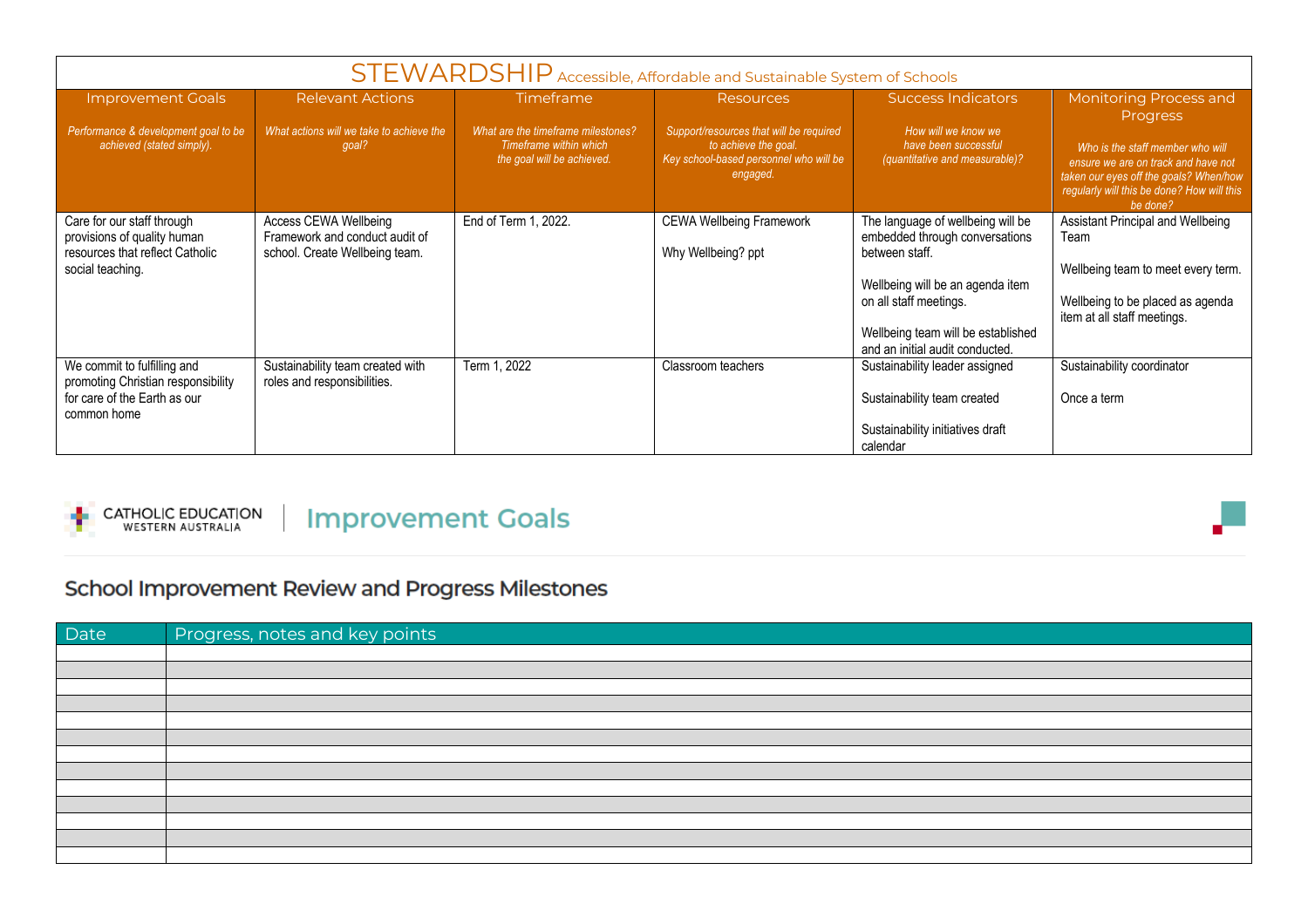# STEWARDSHIP Accessible, Affordable and Sustainable System of Schools

| Improvement Goals<br>*Performance & development goal to be achieved (stated simply).* | Relevant Actions<br>*What actions will we take to achieve the goal?* | Timeframe<br>*What are the timeframe milestones? Timeframe within which the goal will be achieved.* | Resources<br>*Support/resources that will be required to achieve the goal. Key school-based personnel who will be engaged.* | Success Indicators<br>*How will we know we have been successful (quantitative and measurable)?* | Monitoring Process and Progress<br>*Who is the staff member who will ensure we are on track and have not taken our eyes off the goals? When/how regularly will this be done? How will this be done?* |
|---|---|---|---|---|---|
| Care for our staff through provisions of quality human resources that reflect Catholic social teaching. | Access CEWA Wellbeing Framework and conduct audit of school. Create Wellbeing team. | End of Term 1, 2022. | CEWA Wellbeing Framework<br><br>Why Wellbeing? ppt | The language of wellbeing will be embedded through conversations between staff.<br><br>Wellbeing will be an agenda item on all staff meetings.<br><br>Wellbeing team will be established and an initial audit conducted. | Assistant Principal and Wellbeing Team<br><br>Wellbeing team to meet every term.<br><br>Wellbeing to be placed as agenda item at all staff meetings. |
| We commit to fulfilling and promoting Christian responsibility for care of the Earth as our common home | Sustainability team created with roles and responsibilities. | Term 1, 2022 | Classroom teachers | Sustainability leader assigned<br><br>Sustainability team created<br><br>Sustainability initiatives draft calendar | Sustainability coordinator<br><br>Once a term |

CATHOLIC EDUCATION WESTERN AUSTRALIA | Improvement Goals

## School Improvement Review and Progress Milestones

| Date | Progress, notes and key points |
|---|---|
| | |
| | |
| | |
| | |
| | |
| | |
| | |
| | |
| | |
| | |
| | |
| | |
| | |